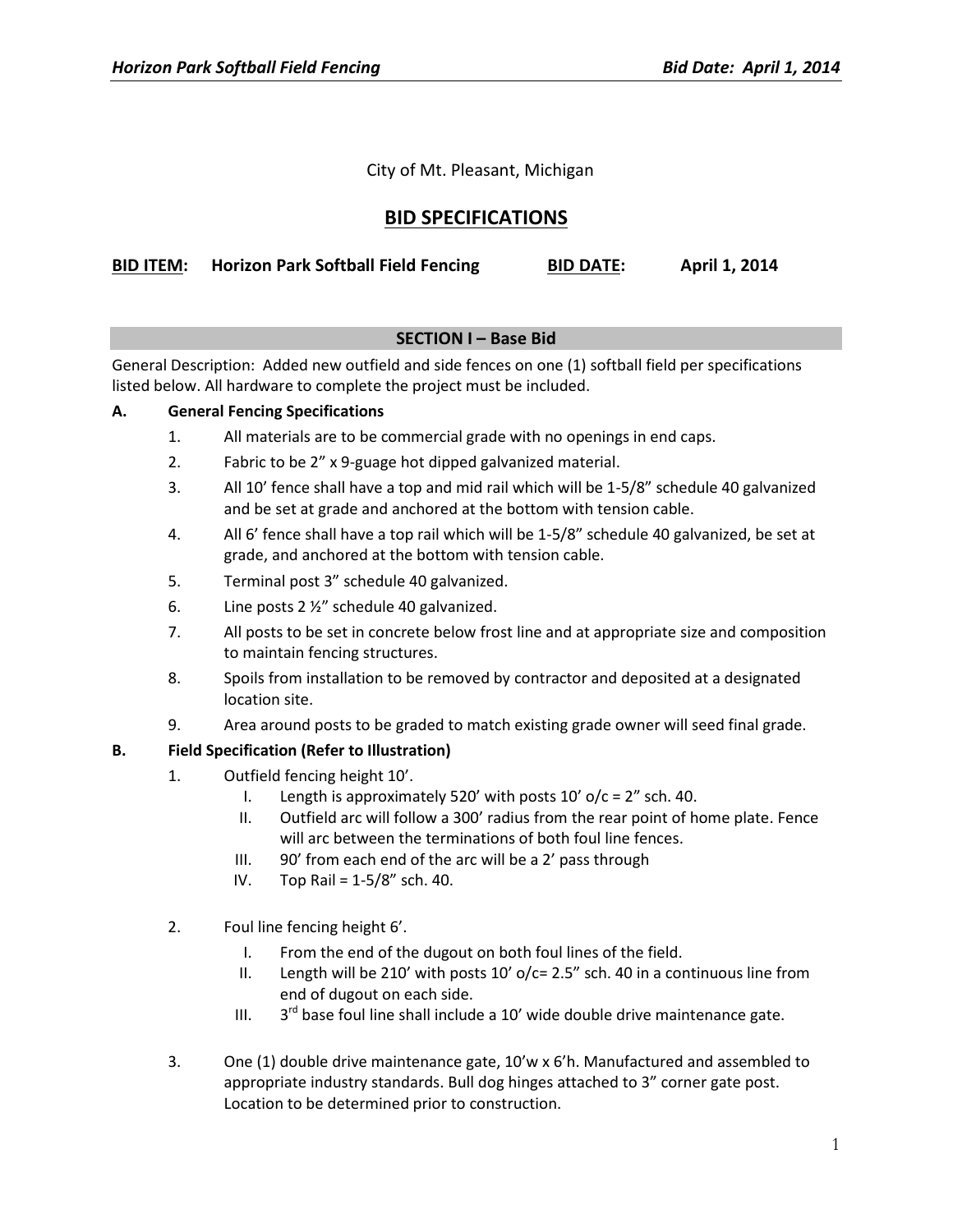City of Mt. Pleasant, Michigan

# BID SPECIFICATIONS

**BID ITEM: Horizon Park Softball Field Fencing** **BID DATE: April 1, 2014**

## SECTION I – Base Bid

General Description: Added new outfield and side fences on one (1) softball field per specifications listed below. All hardware to complete the project must be included.

**A. General Fencing Specifications**

1. All materials are to be commercial grade with no openings in end caps.
2. Fabric to be 2" x 9-guage hot dipped galvanized material.
3. All 10' fence shall have a top and mid rail which will be 1-5/8" schedule 40 galvanized and be set at grade and anchored at the bottom with tension cable.
4. All 6' fence shall have a top rail which will be 1-5/8" schedule 40 galvanized, be set at grade, and anchored at the bottom with tension cable.
5. Terminal post 3" schedule 40 galvanized.
6. Line posts 2 ½" schedule 40 galvanized.
7. All posts to be set in concrete below frost line and at appropriate size and composition to maintain fencing structures.
8. Spoils from installation to be removed by contractor and deposited at a designated location site.
9. Area around posts to be graded to match existing grade owner will seed final grade.

**B. Field Specification (Refer to Illustration)**

1. Outfield fencing height 10'.
   - I. Length is approximately 520' with posts 10' o/c = 2" sch. 40.
   - II. Outfield arc will follow a 300' radius from the rear point of home plate. Fence will arc between the terminations of both foul line fences.
   - III. 90' from each end of the arc will be a 2' pass through
   - IV. Top Rail = 1-5/8" sch. 40.

2. Foul line fencing height 6'.
   - I. From the end of the dugout on both foul lines of the field.
   - II. Length will be 210' with posts 10' o/c= 2.5" sch. 40 in a continuous line from end of dugout on each side.
   - III. 3rd base foul line shall include a 10' wide double drive maintenance gate.

3. One (1) double drive maintenance gate, 10'w x 6'h. Manufactured and assembled to appropriate industry standards. Bull dog hinges attached to 3" corner gate post. Location to be determined prior to construction.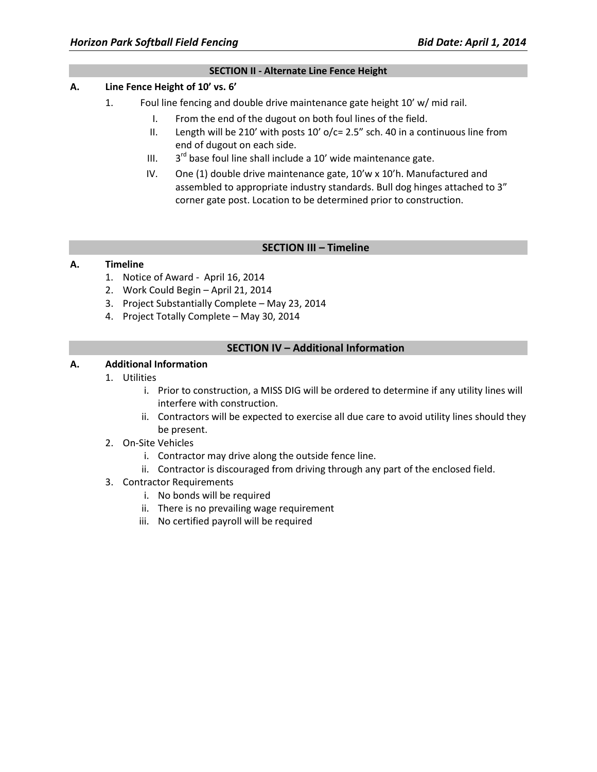## SECTION II - Alternate Line Fence Height

**A. Line Fence Height of 10' vs. 6'**

1. Foul line fencing and double drive maintenance gate height 10' w/ mid rail.
   - I. From the end of the dugout on both foul lines of the field.
   - II. Length will be 210' with posts 10' o/c= 2.5" sch. 40 in a continuous line from end of dugout on each side.
   - III. 3rd base foul line shall include a 10' wide maintenance gate.
   - IV. One (1) double drive maintenance gate, 10'w x 10'h. Manufactured and assembled to appropriate industry standards. Bull dog hinges attached to 3" corner gate post. Location to be determined prior to construction.

## SECTION III – Timeline

**A. Timeline**

1. Notice of Award - April 16, 2014
2. Work Could Begin – April 21, 2014
3. Project Substantially Complete – May 23, 2014
4. Project Totally Complete – May 30, 2014

## SECTION IV – Additional Information

**A. Additional Information**

1. Utilities
   - i. Prior to construction, a MISS DIG will be ordered to determine if any utility lines will interfere with construction.
   - ii. Contractors will be expected to exercise all due care to avoid utility lines should they be present.
2. On-Site Vehicles
   - i. Contractor may drive along the outside fence line.
   - ii. Contractor is discouraged from driving through any part of the enclosed field.
3. Contractor Requirements
   - i. No bonds will be required
   - ii. There is no prevailing wage requirement
   - iii. No certified payroll will be required